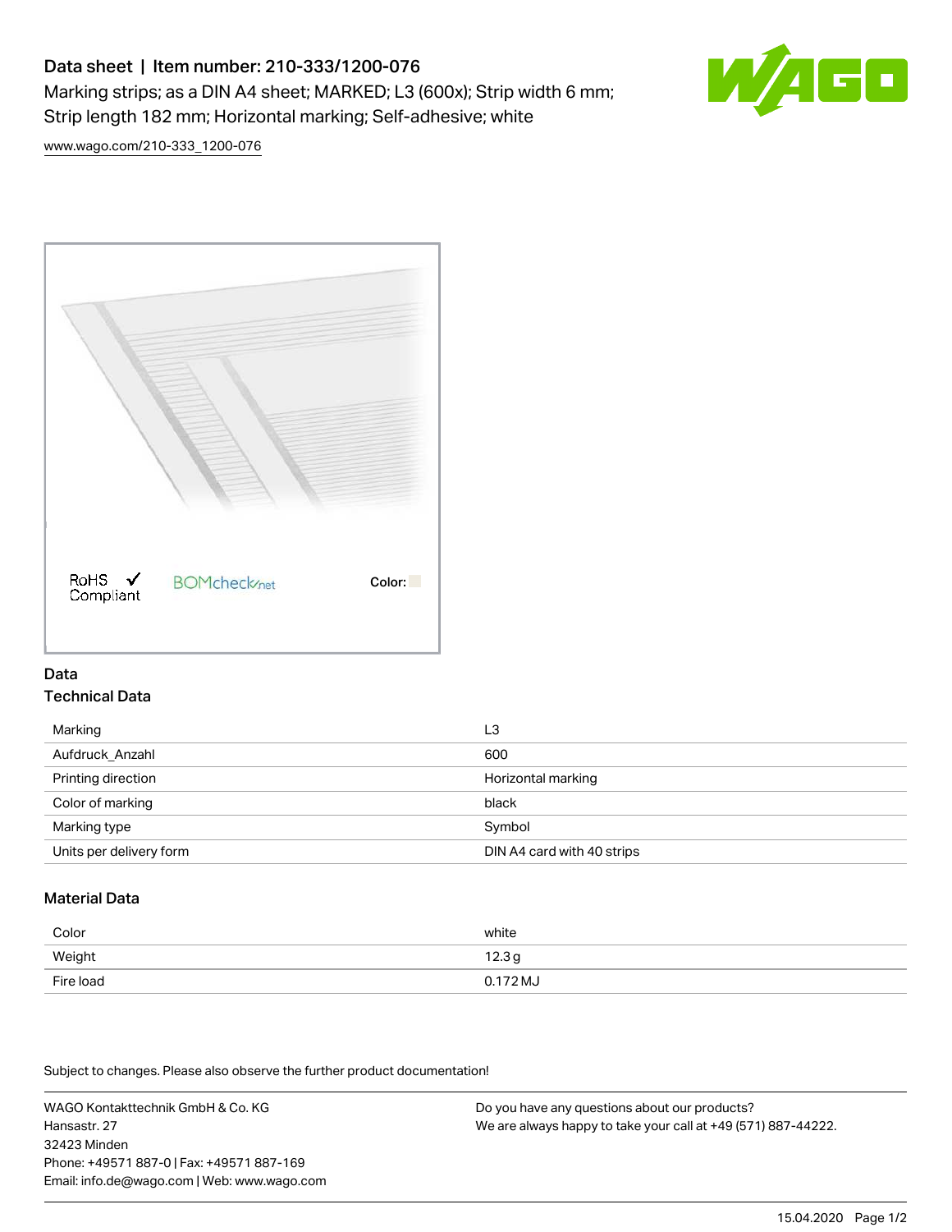# Data sheet | Item number: 210-333/1200-076

Marking strips; as a DIN A4 sheet; MARKED; L3 (600x); Strip width 6 mm; Strip length 182 mm; Horizontal marking; Self-adhesive; white

www.wago.com/210-333_1200-076

RoHS Compliant

BOMcheck.net

Color:

## Data

### Technical Data

| | |
|---|---|
| Marking | L3 |
| Aufdruck_Anzahl | 600 |
| Printing direction | Horizontal marking |
| Color of marking | black |
| Marking type | Symbol |
| Units per delivery form | DIN A4 card with 40 strips |

### Material Data

| | |
|---|---|
| Color | white |
| Weight | 12.3 g |
| Fire load | 0.172 MJ |

Subject to changes. Please also observe the further product documentation!

WAGO Kontakttechnik GmbH & Co. KG
Hansastr. 27
32423 Minden
Phone: +49571 887-0 | Fax: +49571 887-169
Email: info.de@wago.com | Web: www.wago.com

Do you have any questions about our products?
We are always happy to take your call at +49 (571) 887-44222.

15.04.2020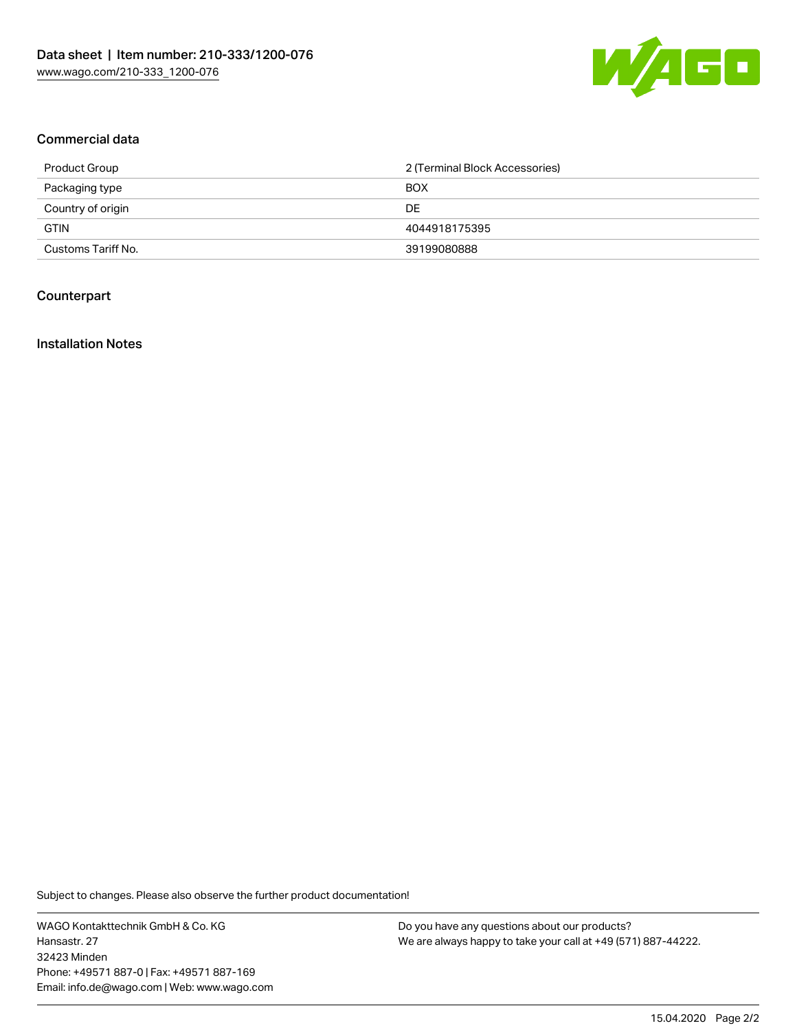## Commercial data

| | |
|---|---|
| Product Group | 2 (Terminal Block Accessories) |
| Packaging type | BOX |
| Country of origin | DE |
| GTIN | 4044918175395 |
| Customs Tariff No. | 39199080888 |

## Counterpart

## Installation Notes

Subject to changes. Please also observe the further product documentation!

WAGO Kontakttechnik GmbH & Co. KG
Hansastr. 27
32423 Minden
Phone: +49571 887-0 | Fax: +49571 887-169
Email: info.de@wago.com | Web: www.wago.com

Do you have any questions about our products?
We are always happy to take your call at +49 (571) 887-44222.